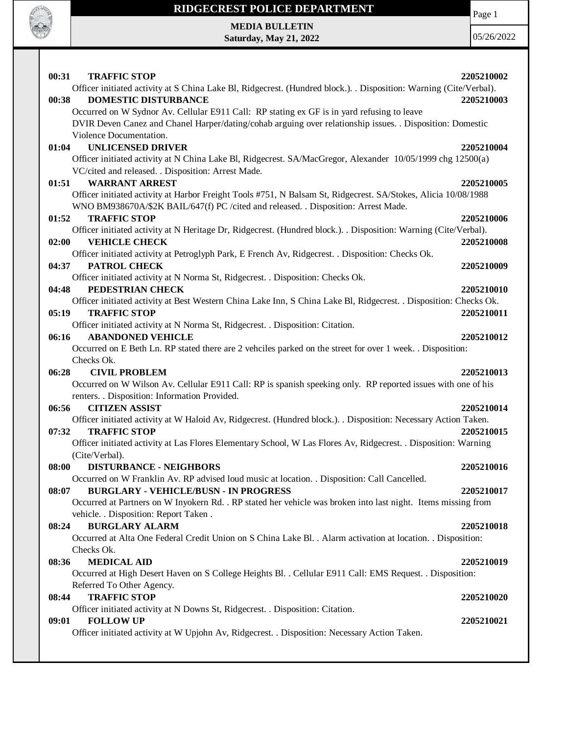# RIDGECREST POLICE DEPARTMENT

**MEDIA BULLETIN**
**Saturday, May 21, 2022**

05/26/2022

**00:31 TRAFFIC STOP** **2205210002**
Officer initiated activity at S China Lake Bl, Ridgecrest. (Hundred block.). . Disposition: Warning (Cite/Verbal).

**00:38 DOMESTIC DISTURBANCE** **2205210003**
Occurred on W Sydnor Av. Cellular E911 Call: RP stating ex GF is in yard refusing to leave
DVIR Deven Canez and Chanel Harper/dating/cohab arguing over relationship issues. . Disposition: Domestic Violence Documentation.

**01:04 UNLICENSED DRIVER** **2205210004**
Officer initiated activity at N China Lake Bl, Ridgecrest. SA/MacGregor, Alexander 10/05/1999 chg 12500(a) VC/cited and released. . Disposition: Arrest Made.

**01:51 WARRANT ARREST** **2205210005**
Officer initiated activity at Harbor Freight Tools #751, N Balsam St, Ridgecrest. SA/Stokes, Alicia 10/08/1988 WNO BM938670A/$2K BAIL/647(f) PC /cited and released. . Disposition: Arrest Made.

**01:52 TRAFFIC STOP** **2205210006**
Officer initiated activity at N Heritage Dr, Ridgecrest. (Hundred block.). . Disposition: Warning (Cite/Verbal).

**02:00 VEHICLE CHECK** **2205210008**
Officer initiated activity at Petroglyph Park, E French Av, Ridgecrest. . Disposition: Checks Ok.

**04:37 PATROL CHECK** **2205210009**
Officer initiated activity at N Norma St, Ridgecrest. . Disposition: Checks Ok.

**04:48 PEDESTRIAN CHECK** **2205210010**
Officer initiated activity at Best Western China Lake Inn, S China Lake Bl, Ridgecrest. . Disposition: Checks Ok.

**05:19 TRAFFIC STOP** **2205210011**
Officer initiated activity at N Norma St, Ridgecrest. . Disposition: Citation.

**06:16 ABANDONED VEHICLE** **2205210012**
Occurred on E Beth Ln. RP stated there are 2 vehciles parked on the street for over 1 week. . Disposition: Checks Ok.

**06:28 CIVIL PROBLEM** **2205210013**
Occurred on W Wilson Av. Cellular E911 Call: RP is spanish speeking only. RP reported issues with one of his renters. . Disposition: Information Provided.

**06:56 CITIZEN ASSIST** **2205210014**
Officer initiated activity at W Haloid Av, Ridgecrest. (Hundred block.). . Disposition: Necessary Action Taken.

**07:32 TRAFFIC STOP** **2205210015**
Officer initiated activity at Las Flores Elementary School, W Las Flores Av, Ridgecrest. . Disposition: Warning (Cite/Verbal).

**08:00 DISTURBANCE - NEIGHBORS** **2205210016**
Occurred on W Franklin Av. RP advised loud music at location. . Disposition: Call Cancelled.

**08:07 BURGLARY - VEHICLE/BUSN - IN PROGRESS** **2205210017**
Occurred at Partners on W Inyokern Rd. . RP stated her vehicle was broken into last night. Items missing from vehicle. . Disposition: Report Taken .

**08:24 BURGLARY ALARM** **2205210018**
Occurred at Alta One Federal Credit Union on S China Lake Bl. . Alarm activation at location. . Disposition: Checks Ok.

**08:36 MEDICAL AID** **2205210019**
Occurred at High Desert Haven on S College Heights Bl. . Cellular E911 Call: EMS Request. . Disposition: Referred To Other Agency.

**08:44 TRAFFIC STOP** **2205210020**
Officer initiated activity at N Downs St, Ridgecrest. . Disposition: Citation.

**09:01 FOLLOW UP** **2205210021**
Officer initiated activity at W Upjohn Av, Ridgecrest. . Disposition: Necessary Action Taken.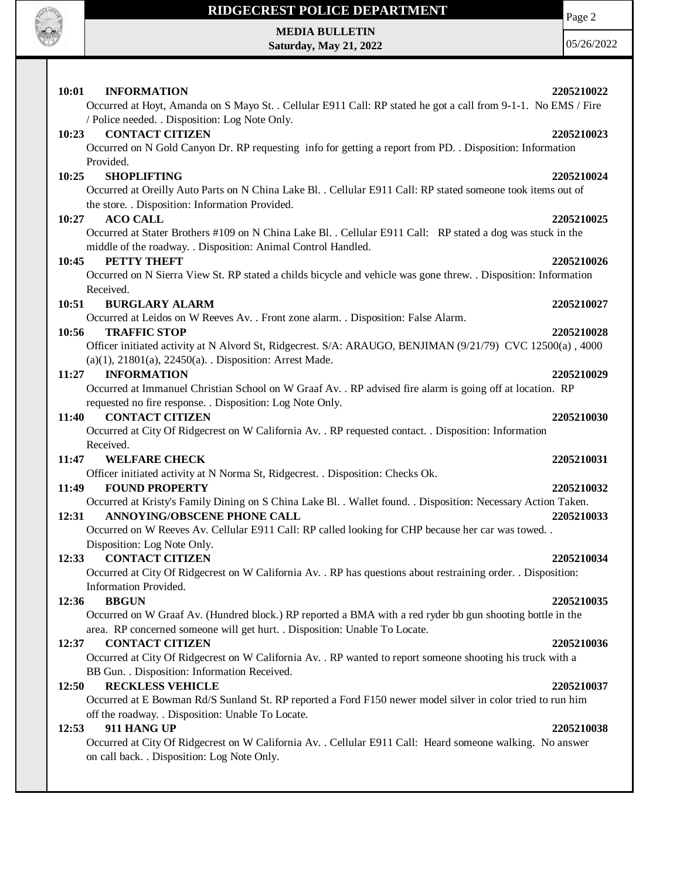**10:01 INFORMATION 2205210022**

Occurred at Hoyt, Amanda on S Mayo St. . Cellular E911 Call: RP stated he got a call from 9-1-1. No EMS / Fire / Police needed. . Disposition: Log Note Only.

**10:23 CONTACT CITIZEN 2205210023**

Occurred on N Gold Canyon Dr. RP requesting info for getting a report from PD. . Disposition: Information Provided.

**10:25 SHOPLIFTING 2205210024**

Occurred at Oreilly Auto Parts on N China Lake Bl. . Cellular E911 Call: RP stated someone took items out of the store. . Disposition: Information Provided.

**10:27 ACO CALL 2205210025**

Occurred at Stater Brothers #109 on N China Lake Bl. . Cellular E911 Call: RP stated a dog was stuck in the middle of the roadway. . Disposition: Animal Control Handled.

**10:45 PETTY THEFT 2205210026**

Occurred on N Sierra View St. RP stated a childs bicycle and vehicle was gone threw. . Disposition: Information Received.

**10:51 BURGLARY ALARM 2205210027**

Occurred at Leidos on W Reeves Av. . Front zone alarm. . Disposition: False Alarm.

**10:56 TRAFFIC STOP 2205210028**

Officer initiated activity at N Alvord St, Ridgecrest. S/A: ARAUGO, BENJIMAN (9/21/79) CVC 12500(a) , 4000 (a)(1), 21801(a), 22450(a). . Disposition: Arrest Made.

**11:27 INFORMATION 2205210029**

Occurred at Immanuel Christian School on W Graaf Av. . RP advised fire alarm is going off at location. RP requested no fire response. . Disposition: Log Note Only.

**11:40 CONTACT CITIZEN 2205210030**

Occurred at City Of Ridgecrest on W California Av. . RP requested contact. . Disposition: Information Received.

**11:47 WELFARE CHECK 2205210031**

Officer initiated activity at N Norma St, Ridgecrest. . Disposition: Checks Ok.

**11:49 FOUND PROPERTY 2205210032**

Occurred at Kristy's Family Dining on S China Lake Bl. . Wallet found. . Disposition: Necessary Action Taken.

**12:31 ANNOYING/OBSCENE PHONE CALL 2205210033**

Occurred on W Reeves Av. Cellular E911 Call: RP called looking for CHP because her car was towed. . Disposition: Log Note Only.

**12:33 CONTACT CITIZEN 2205210034**

Occurred at City Of Ridgecrest on W California Av. . RP has questions about restraining order. . Disposition: Information Provided.

**12:36 BBGUN 2205210035**

Occurred on W Graaf Av. (Hundred block.) RP reported a BMA with a red ryder bb gun shooting bottle in the area. RP concerned someone will get hurt. . Disposition: Unable To Locate.

**12:37 CONTACT CITIZEN 2205210036**

Occurred at City Of Ridgecrest on W California Av. . RP wanted to report someone shooting his truck with a BB Gun. . Disposition: Information Received.

**12:50 RECKLESS VEHICLE 2205210037**

Occurred at E Bowman Rd/S Sunland St. RP reported a Ford F150 newer model silver in color tried to run him off the roadway. . Disposition: Unable To Locate.

**12:53 911 HANG UP 2205210038**

Occurred at City Of Ridgecrest on W California Av. . Cellular E911 Call: Heard someone walking. No answer on call back. . Disposition: Log Note Only.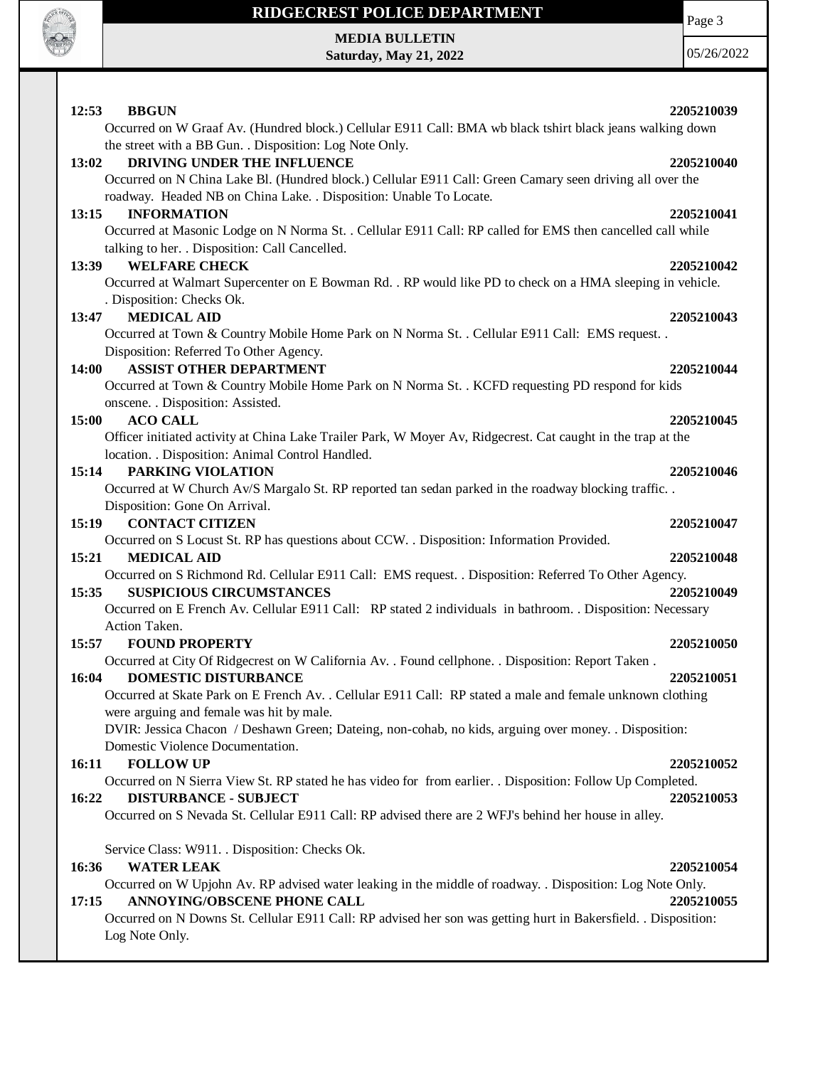**12:53 BBGUN** **2205210039**
Occurred on W Graaf Av. (Hundred block.) Cellular E911 Call: BMA wb black tshirt black jeans walking down the street with a BB Gun. . Disposition: Log Note Only.

**13:02 DRIVING UNDER THE INFLUENCE** **2205210040**
Occurred on N China Lake Bl. (Hundred block.) Cellular E911 Call: Green Camary seen driving all over the roadway. Headed NB on China Lake. . Disposition: Unable To Locate.

**13:15 INFORMATION** **2205210041**
Occurred at Masonic Lodge on N Norma St. . Cellular E911 Call: RP called for EMS then cancelled call while talking to her. . Disposition: Call Cancelled.

**13:39 WELFARE CHECK** **2205210042**
Occurred at Walmart Supercenter on E Bowman Rd. . RP would like PD to check on a HMA sleeping in vehicle. . Disposition: Checks Ok.

**13:47 MEDICAL AID** **2205210043**
Occurred at Town & Country Mobile Home Park on N Norma St. . Cellular E911 Call: EMS request. . Disposition: Referred To Other Agency.

**14:00 ASSIST OTHER DEPARTMENT** **2205210044**
Occurred at Town & Country Mobile Home Park on N Norma St. . KCFD requesting PD respond for kids onscene. . Disposition: Assisted.

**15:00 ACO CALL** **2205210045**
Officer initiated activity at China Lake Trailer Park, W Moyer Av, Ridgecrest. Cat caught in the trap at the location. . Disposition: Animal Control Handled.

**15:14 PARKING VIOLATION** **2205210046**
Occurred at W Church Av/S Margalo St. RP reported tan sedan parked in the roadway blocking traffic. . Disposition: Gone On Arrival.

**15:19 CONTACT CITIZEN** **2205210047**
Occurred on S Locust St. RP has questions about CCW. . Disposition: Information Provided.

**15:21 MEDICAL AID** **2205210048**
Occurred on S Richmond Rd. Cellular E911 Call: EMS request. . Disposition: Referred To Other Agency.

**15:35 SUSPICIOUS CIRCUMSTANCES** **2205210049**
Occurred on E French Av. Cellular E911 Call: RP stated 2 individuals in bathroom. . Disposition: Necessary Action Taken.

**15:57 FOUND PROPERTY** **2205210050**
Occurred at City Of Ridgecrest on W California Av. . Found cellphone. . Disposition: Report Taken .

**16:04 DOMESTIC DISTURBANCE** **2205210051**
Occurred at Skate Park on E French Av. . Cellular E911 Call: RP stated a male and female unknown clothing were arguing and female was hit by male.
DVIR: Jessica Chacon / Deshawn Green; Dateing, non-cohab, no kids, arguing over money. . Disposition: Domestic Violence Documentation.

**16:11 FOLLOW UP** **2205210052**
Occurred on N Sierra View St. RP stated he has video for from earlier. . Disposition: Follow Up Completed.

**16:22 DISTURBANCE - SUBJECT** **2205210053**
Occurred on S Nevada St. Cellular E911 Call: RP advised there are 2 WFJ's behind her house in alley.

Service Class: W911. . Disposition: Checks Ok.

**16:36 WATER LEAK** **2205210054**
Occurred on W Upjohn Av. RP advised water leaking in the middle of roadway. . Disposition: Log Note Only.

**17:15 ANNOYING/OBSCENE PHONE CALL** **2205210055**
Occurred on N Downs St. Cellular E911 Call: RP advised her son was getting hurt in Bakersfield. . Disposition: Log Note Only.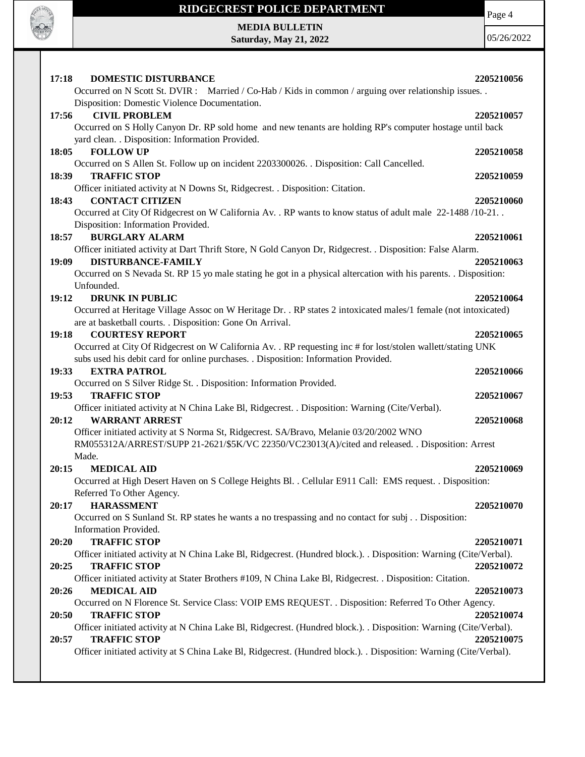**17:18 DOMESTIC DISTURBANCE** **2205210056**

Occurred on N Scott St. DVIR : Married / Co-Hab / Kids in common / arguing over relationship issues. . Disposition: Domestic Violence Documentation.

**17:56 CIVIL PROBLEM** **2205210057**

Occurred on S Holly Canyon Dr. RP sold home and new tenants are holding RP's computer hostage until back yard clean. . Disposition: Information Provided.

**18:05 FOLLOW UP** **2205210058**

Occurred on S Allen St. Follow up on incident 2203300026. . Disposition: Call Cancelled.

**18:39 TRAFFIC STOP** **2205210059**

Officer initiated activity at N Downs St, Ridgecrest. . Disposition: Citation.

**18:43 CONTACT CITIZEN** **2205210060**

Occurred at City Of Ridgecrest on W California Av. . RP wants to know status of adult male 22-1488 /10-21. . Disposition: Information Provided.

**18:57 BURGLARY ALARM** **2205210061**

Officer initiated activity at Dart Thrift Store, N Gold Canyon Dr, Ridgecrest. . Disposition: False Alarm.

**19:09 DISTURBANCE-FAMILY** **2205210063**

Occurred on S Nevada St. RP 15 yo male stating he got in a physical altercation with his parents. . Disposition: Unfounded.

**19:12 DRUNK IN PUBLIC** **2205210064**

Occurred at Heritage Village Assoc on W Heritage Dr. . RP states 2 intoxicated males/1 female (not intoxicated) are at basketball courts. . Disposition: Gone On Arrival.

**19:18 COURTESY REPORT** **2205210065**

Occurred at City Of Ridgecrest on W California Av. . RP requesting inc # for lost/stolen wallett/stating UNK subs used his debit card for online purchases. . Disposition: Information Provided.

**19:33 EXTRA PATROL** **2205210066**

Occurred on S Silver Ridge St. . Disposition: Information Provided.

**19:53 TRAFFIC STOP** **2205210067**

Officer initiated activity at N China Lake Bl, Ridgecrest. . Disposition: Warning (Cite/Verbal).

**20:12 WARRANT ARREST** **2205210068**

Officer initiated activity at S Norma St, Ridgecrest. SA/Bravo, Melanie 03/20/2002 WNO RM055312A/ARREST/SUPP 21-2621/$5K/VC 22350/VC23013(A)/cited and released. . Disposition: Arrest Made.

**20:15 MEDICAL AID** **2205210069**

Occurred at High Desert Haven on S College Heights Bl. . Cellular E911 Call: EMS request. . Disposition: Referred To Other Agency.

**20:17 HARASSMENT** **2205210070**

Occurred on S Sunland St. RP states he wants a no trespassing and no contact for subj . . Disposition: Information Provided.

**20:20 TRAFFIC STOP** **2205210071**

Officer initiated activity at N China Lake Bl, Ridgecrest. (Hundred block.). . Disposition: Warning (Cite/Verbal).

**20:25 TRAFFIC STOP** **2205210072**

Officer initiated activity at Stater Brothers #109, N China Lake Bl, Ridgecrest. . Disposition: Citation.

**20:26 MEDICAL AID** **2205210073**

Occurred on N Florence St. Service Class: VOIP EMS REQUEST. . Disposition: Referred To Other Agency.

**20:50 TRAFFIC STOP** **2205210074**

Officer initiated activity at N China Lake Bl, Ridgecrest. (Hundred block.). . Disposition: Warning (Cite/Verbal).

**20:57 TRAFFIC STOP** **2205210075**

Officer initiated activity at S China Lake Bl, Ridgecrest. (Hundred block.). . Disposition: Warning (Cite/Verbal).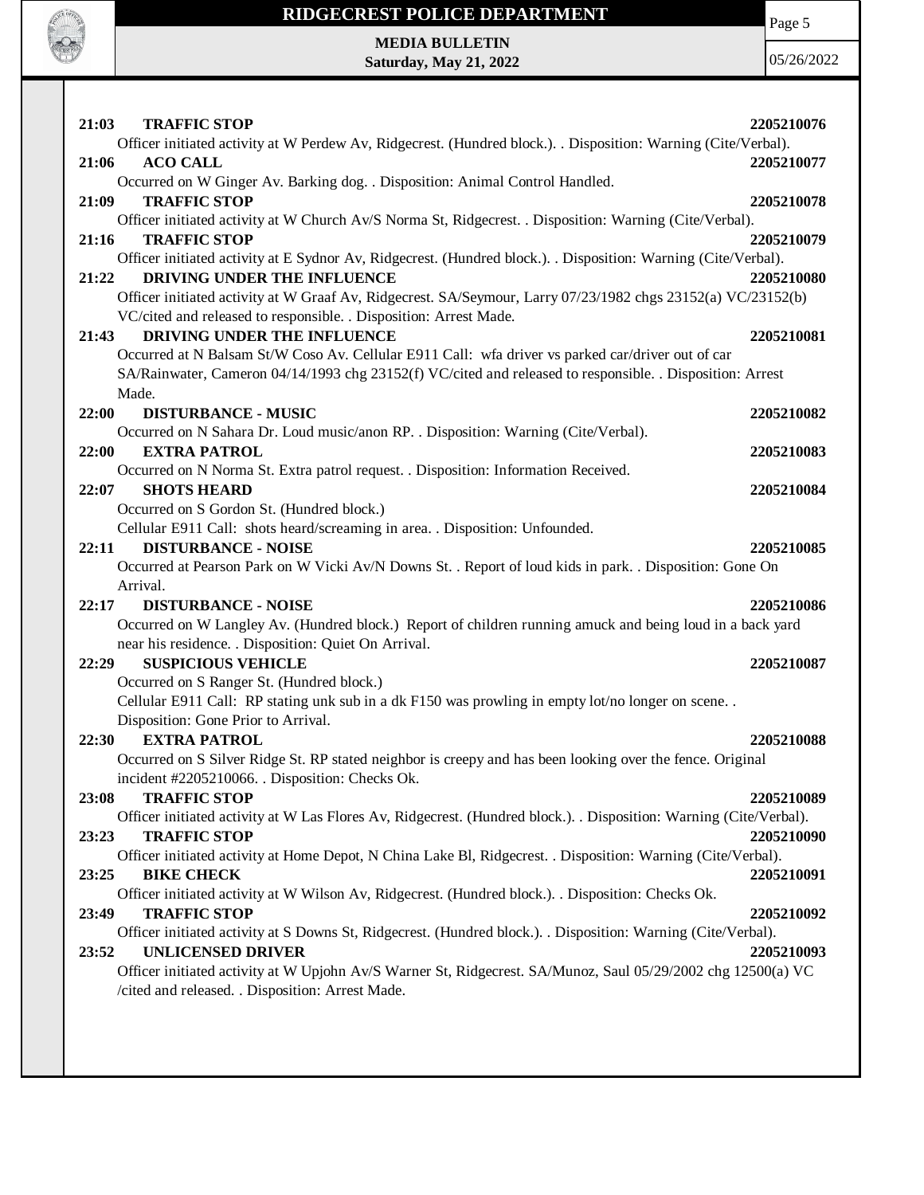**21:03 TRAFFIC STOP** **2205210076**
Officer initiated activity at W Perdew Av, Ridgecrest. (Hundred block.). . Disposition: Warning (Cite/Verbal).

**21:06 ACO CALL** **2205210077**
Occurred on W Ginger Av. Barking dog. . Disposition: Animal Control Handled.

**21:09 TRAFFIC STOP** **2205210078**
Officer initiated activity at W Church Av/S Norma St, Ridgecrest. . Disposition: Warning (Cite/Verbal).

**21:16 TRAFFIC STOP** **2205210079**
Officer initiated activity at E Sydnor Av, Ridgecrest. (Hundred block.). . Disposition: Warning (Cite/Verbal).

**21:22 DRIVING UNDER THE INFLUENCE** **2205210080**
Officer initiated activity at W Graaf Av, Ridgecrest. SA/Seymour, Larry 07/23/1982 chgs 23152(a) VC/23152(b) VC/cited and released to responsible. . Disposition: Arrest Made.

**21:43 DRIVING UNDER THE INFLUENCE** **2205210081**
Occurred at N Balsam St/W Coso Av. Cellular E911 Call: wfa driver vs parked car/driver out of car SA/Rainwater, Cameron 04/14/1993 chg 23152(f) VC/cited and released to responsible. . Disposition: Arrest Made.

**22:00 DISTURBANCE - MUSIC** **2205210082**
Occurred on N Sahara Dr. Loud music/anon RP. . Disposition: Warning (Cite/Verbal).

**22:00 EXTRA PATROL** **2205210083**
Occurred on N Norma St. Extra patrol request. . Disposition: Information Received.

**22:07 SHOTS HEARD** **2205210084**
Occurred on S Gordon St. (Hundred block.)
Cellular E911 Call: shots heard/screaming in area. . Disposition: Unfounded.

**22:11 DISTURBANCE - NOISE** **2205210085**
Occurred at Pearson Park on W Vicki Av/N Downs St. . Report of loud kids in park. . Disposition: Gone On Arrival.

**22:17 DISTURBANCE - NOISE** **2205210086**
Occurred on W Langley Av. (Hundred block.) Report of children running amuck and being loud in a back yard near his residence. . Disposition: Quiet On Arrival.

**22:29 SUSPICIOUS VEHICLE** **2205210087**
Occurred on S Ranger St. (Hundred block.)
Cellular E911 Call: RP stating unk sub in a dk F150 was prowling in empty lot/no longer on scene. . Disposition: Gone Prior to Arrival.

**22:30 EXTRA PATROL** **2205210088**
Occurred on S Silver Ridge St. RP stated neighbor is creepy and has been looking over the fence. Original incident #2205210066. . Disposition: Checks Ok.

**23:08 TRAFFIC STOP** **2205210089**
Officer initiated activity at W Las Flores Av, Ridgecrest. (Hundred block.). . Disposition: Warning (Cite/Verbal).

**23:23 TRAFFIC STOP** **2205210090**
Officer initiated activity at Home Depot, N China Lake Bl, Ridgecrest. . Disposition: Warning (Cite/Verbal).

**23:25 BIKE CHECK** **2205210091**
Officer initiated activity at W Wilson Av, Ridgecrest. (Hundred block.). . Disposition: Checks Ok.

**23:49 TRAFFIC STOP** **2205210092**
Officer initiated activity at S Downs St, Ridgecrest. (Hundred block.). . Disposition: Warning (Cite/Verbal).

**23:52 UNLICENSED DRIVER** **2205210093**
Officer initiated activity at W Upjohn Av/S Warner St, Ridgecrest. SA/Munoz, Saul 05/29/2002 chg 12500(a) VC /cited and released. . Disposition: Arrest Made.